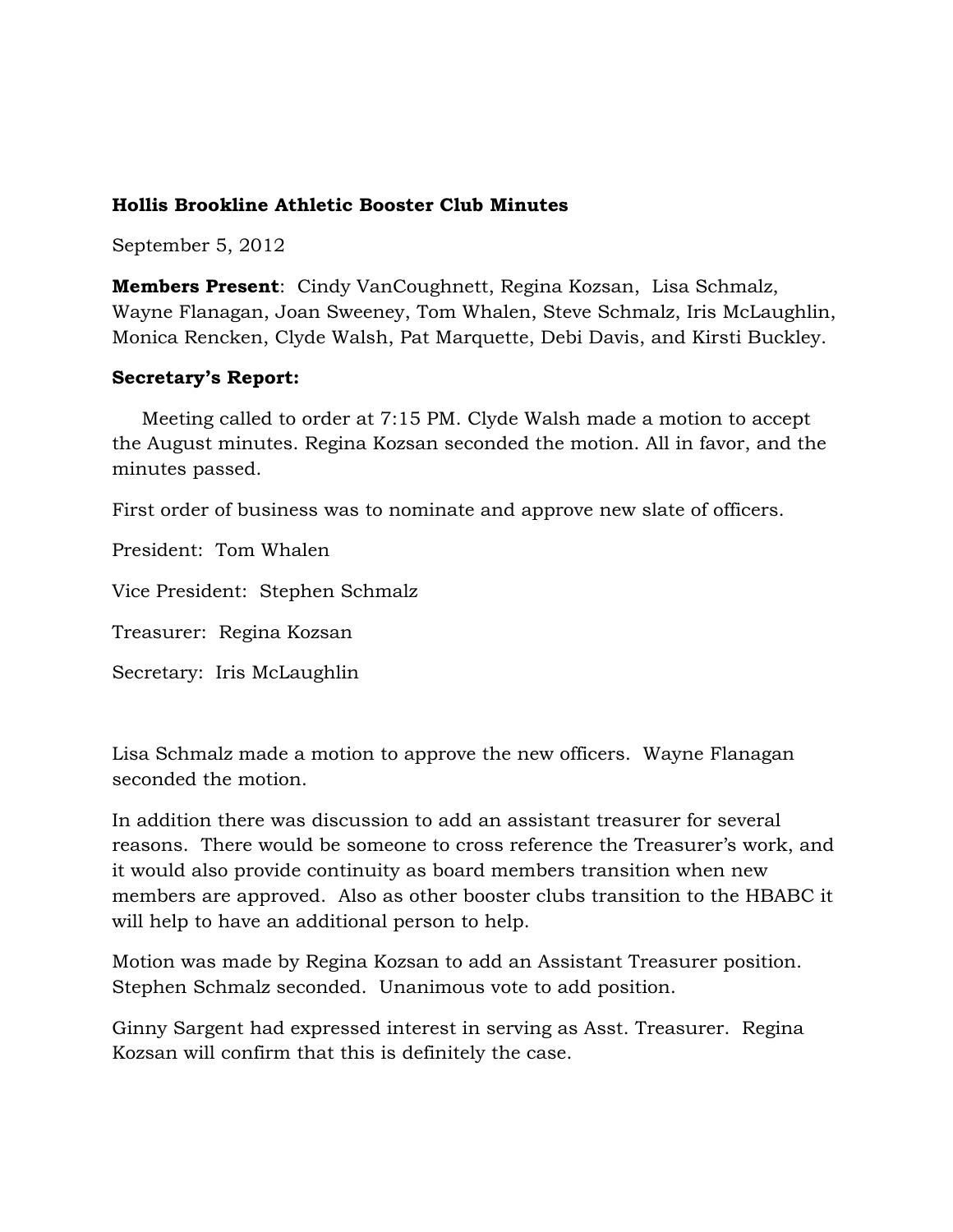**Hollis Brookline Athletic Booster Club Minutes**

September 5, 2012

**Members Present**: Cindy VanCoughnett, Regina Kozsan, Lisa Schmalz, Wayne Flanagan, Joan Sweeney, Tom Whalen, Steve Schmalz, Iris McLaughlin, Monica Rencken, Clyde Walsh, Pat Marquette, Debi Davis, and Kirsti Buckley.

**Secretary's Report:**

Meeting called to order at 7:15 PM. Clyde Walsh made a motion to accept the August minutes. Regina Kozsan seconded the motion. All in favor, and the minutes passed.

First order of business was to nominate and approve new slate of officers.

President: Tom Whalen

Vice President: Stephen Schmalz

Treasurer: Regina Kozsan

Secretary: Iris McLaughlin

Lisa Schmalz made a motion to approve the new officers. Wayne Flanagan seconded the motion.

In addition there was discussion to add an assistant treasurer for several reasons. There would be someone to cross reference the Treasurer's work, and it would also provide continuity as board members transition when new members are approved. Also as other booster clubs transition to the HBABC it will help to have an additional person to help.

Motion was made by Regina Kozsan to add an Assistant Treasurer position. Stephen Schmalz seconded. Unanimous vote to add position.

Ginny Sargent had expressed interest in serving as Asst. Treasurer. Regina Kozsan will confirm that this is definitely the case.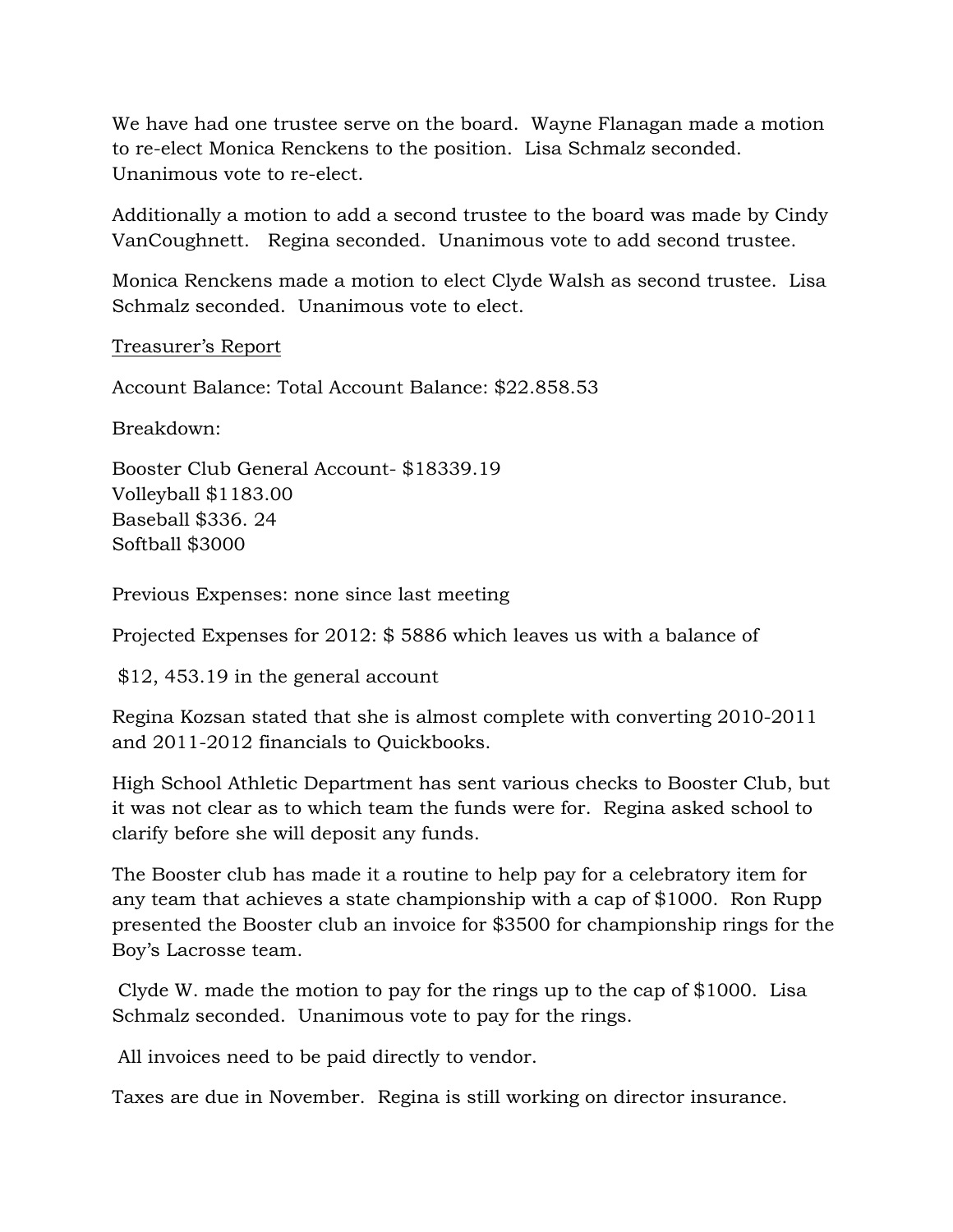We have had one trustee serve on the board. Wayne Flanagan made a motion to re-elect Monica Renckens to the position. Lisa Schmalz seconded. Unanimous vote to re-elect.

Additionally a motion to add a second trustee to the board was made by Cindy VanCoughnett. Regina seconded. Unanimous vote to add second trustee.

Monica Renckens made a motion to elect Clyde Walsh as second trustee. Lisa Schmalz seconded. Unanimous vote to elect.

Treasurer's Report

Account Balance: Total Account Balance: $22.858.53

Breakdown:

Booster Club General Account- $18339.19  
Volleyball $1183.00  
Baseball $336. 24  
Softball $3000

Previous Expenses: none since last meeting

Projected Expenses for 2012: $ 5886 which leaves us with a balance of

$12, 453.19 in the general account

Regina Kozsan stated that she is almost complete with converting 2010-2011 and 2011-2012 financials to Quickbooks.

High School Athletic Department has sent various checks to Booster Club, but it was not clear as to which team the funds were for. Regina asked school to clarify before she will deposit any funds.

The Booster club has made it a routine to help pay for a celebratory item for any team that achieves a state championship with a cap of $1000. Ron Rupp presented the Booster club an invoice for $3500 for championship rings for the Boy's Lacrosse team.

Clyde W. made the motion to pay for the rings up to the cap of $1000. Lisa Schmalz seconded. Unanimous vote to pay for the rings.

All invoices need to be paid directly to vendor.

Taxes are due in November. Regina is still working on director insurance.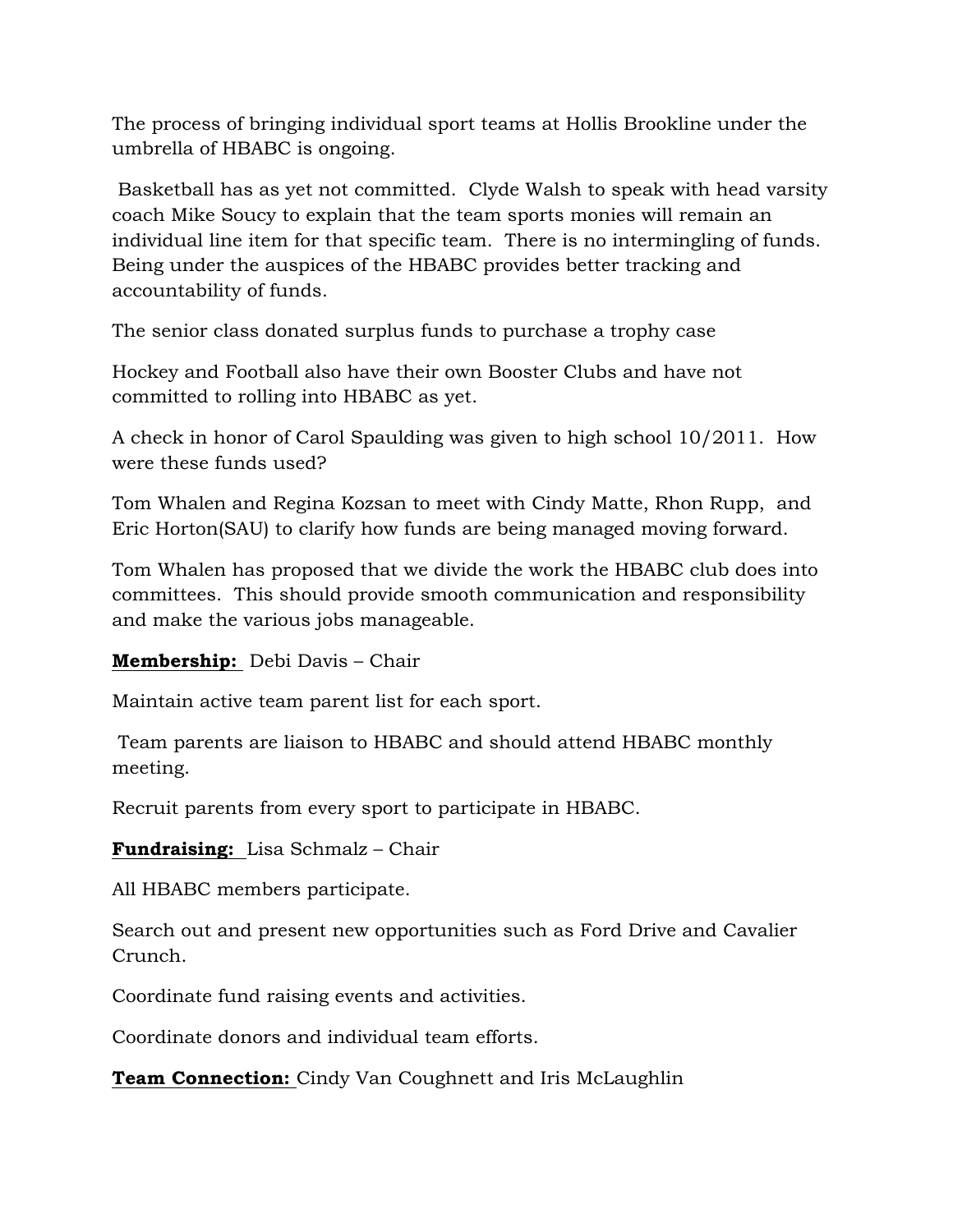The process of bringing individual sport teams at Hollis Brookline under the umbrella of HBABC is ongoing.

Basketball has as yet not committed. Clyde Walsh to speak with head varsity coach Mike Soucy to explain that the team sports monies will remain an individual line item for that specific team. There is no intermingling of funds. Being under the auspices of the HBABC provides better tracking and accountability of funds.

The senior class donated surplus funds to purchase a trophy case

Hockey and Football also have their own Booster Clubs and have not committed to rolling into HBABC as yet.

A check in honor of Carol Spaulding was given to high school 10/2011. How were these funds used?

Tom Whalen and Regina Kozsan to meet with Cindy Matte, Rhon Rupp, and Eric Horton(SAU) to clarify how funds are being managed moving forward.

Tom Whalen has proposed that we divide the work the HBABC club does into committees. This should provide smooth communication and responsibility and make the various jobs manageable.

**Membership:** Debi Davis – Chair

Maintain active team parent list for each sport.

Team parents are liaison to HBABC and should attend HBABC monthly meeting.

Recruit parents from every sport to participate in HBABC.

**Fundraising:** Lisa Schmalz – Chair

All HBABC members participate.

Search out and present new opportunities such as Ford Drive and Cavalier Crunch.

Coordinate fund raising events and activities.

Coordinate donors and individual team efforts.

**Team Connection:** Cindy Van Coughnett and Iris McLaughlin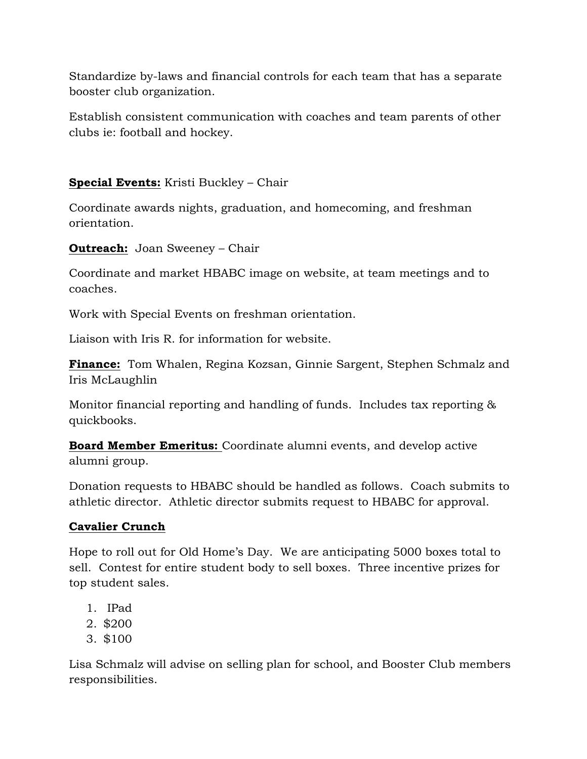Standardize by-laws and financial controls for each team that has a separate booster club organization.

Establish consistent communication with coaches and team parents of other clubs ie: football and hockey.

**<u>Special Events:</u>** Kristi Buckley – Chair

Coordinate awards nights, graduation, and homecoming, and freshman orientation.

**<u>Outreach:</u>** Joan Sweeney – Chair

Coordinate and market HBABC image on website, at team meetings and to coaches.

Work with Special Events on freshman orientation.

Liaison with Iris R. for information for website.

**<u>Finance:</u>** Tom Whalen, Regina Kozsan, Ginnie Sargent, Stephen Schmalz and Iris McLaughlin

Monitor financial reporting and handling of funds. Includes tax reporting & quickbooks.

**<u>Board Member Emeritus:</u>** Coordinate alumni events, and develop active alumni group.

Donation requests to HBABC should be handled as follows. Coach submits to athletic director. Athletic director submits request to HBABC for approval.

**<u>Cavalier Crunch</u>**

Hope to roll out for Old Home's Day. We are anticipating 5000 boxes total to sell. Contest for entire student body to sell boxes. Three incentive prizes for top student sales.

1. IPad
2. $200
3. $100

Lisa Schmalz will advise on selling plan for school, and Booster Club members responsibilities.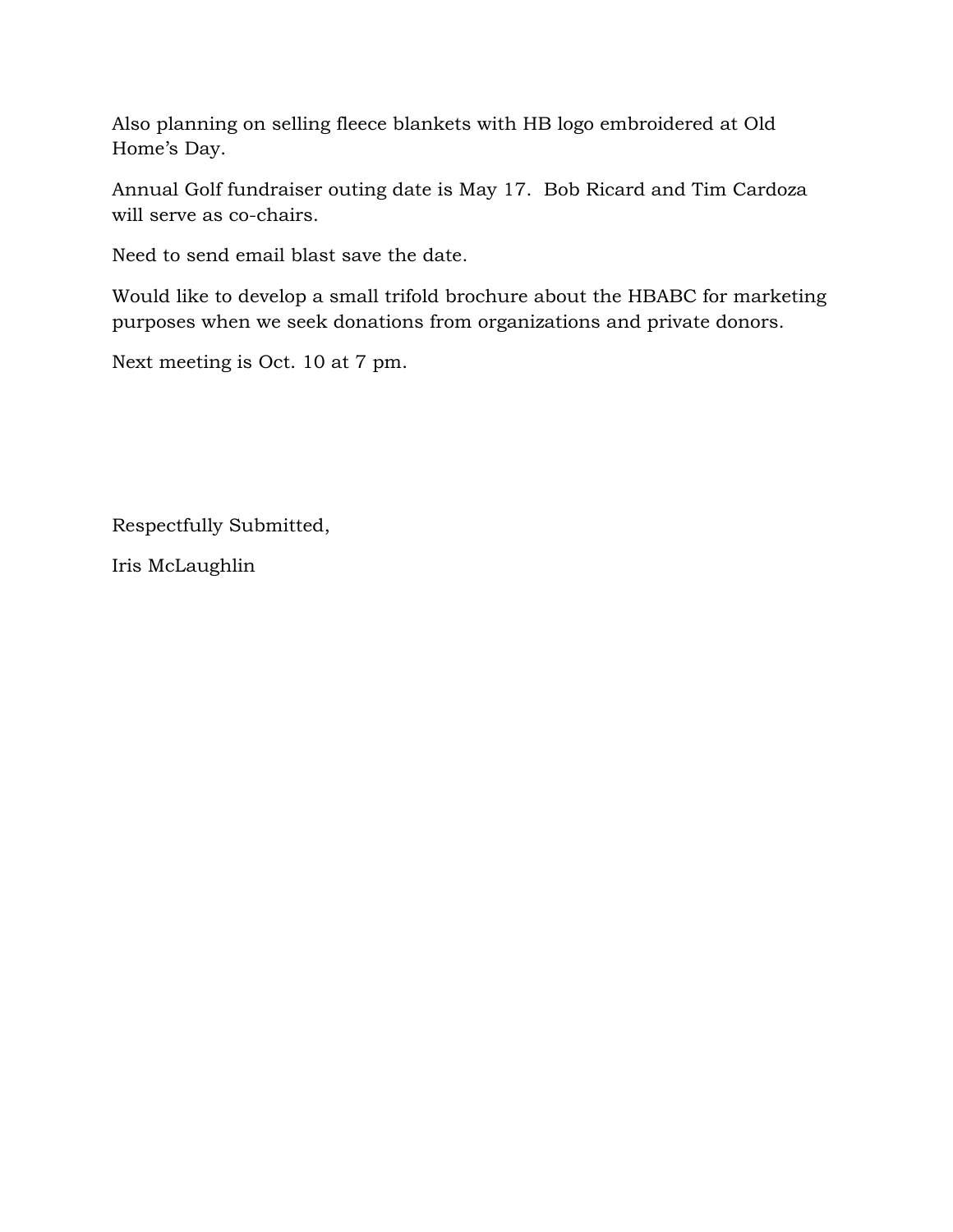Also planning on selling fleece blankets with HB logo embroidered at Old Home's Day.

Annual Golf fundraiser outing date is May 17. Bob Ricard and Tim Cardoza will serve as co-chairs.

Need to send email blast save the date.

Would like to develop a small trifold brochure about the HBABC for marketing purposes when we seek donations from organizations and private donors.

Next meeting is Oct. 10 at 7 pm.

Respectfully Submitted,

Iris McLaughlin